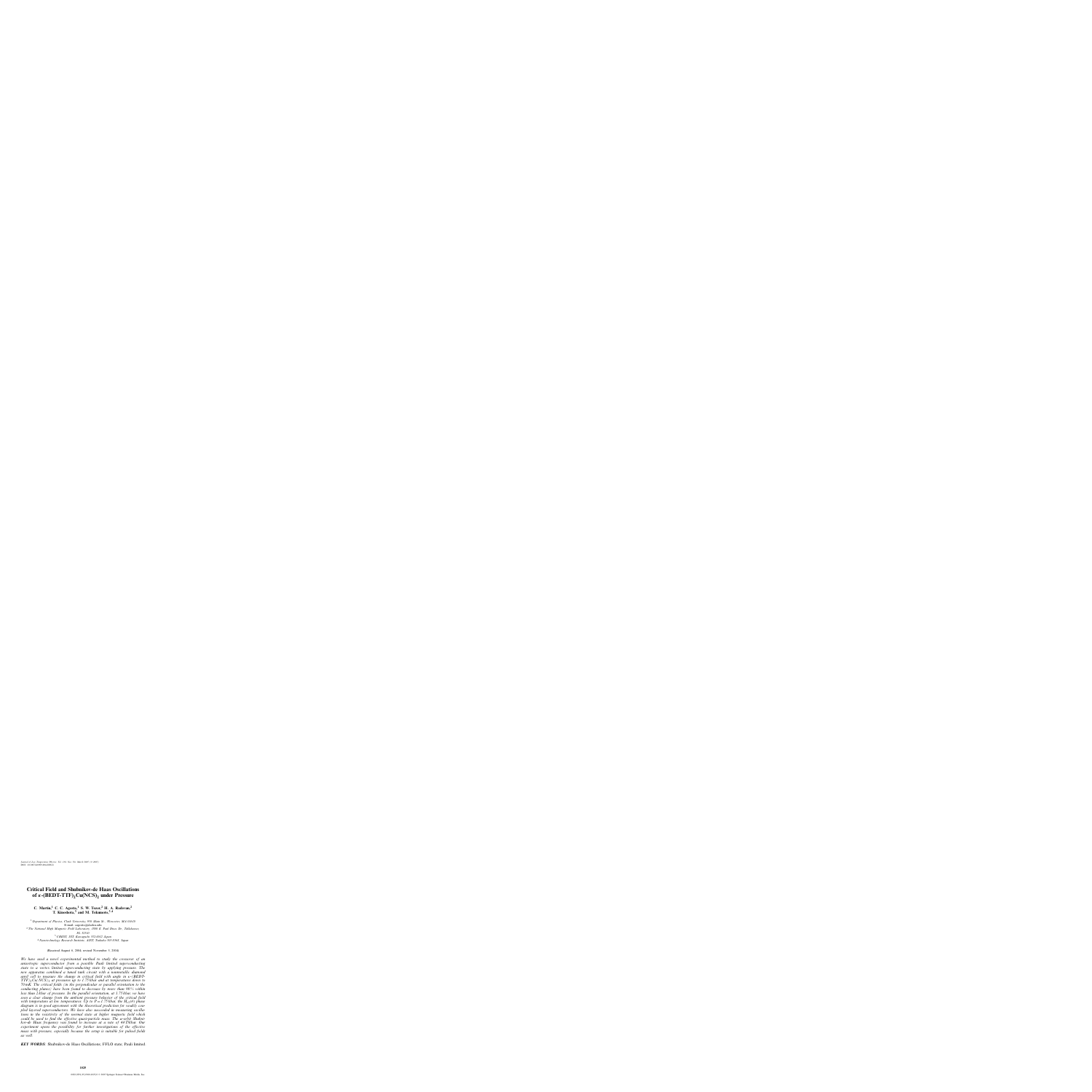# Critical Field and Shubnikov-de Haas Oscillations of $\kappa$-(BEDT-TTF)$_2$Cu(NCS)$_2$ under Pressure

**C. Martin,[1] C. C. Agosta,[1] S. W. Tozer,[2] H. A. Radovan,[2] T. Kinoshota,[3] and M. Tokumoto,[3,4]**

[1] *Department of Physics, Clark University, 950 Main St., Worcester, MA 01610*
E-mail: cagosta@clarku.edu

[2] *The National High Magnetic Field Laboratory, 1800 E. Paul Dirac Dr., Tallahassee, FL 32310*

[3] *CREST, JST, Kawaguchi 332-0012 Japan*

[4] *Nanotechnology Research Institute, AIST, Tsukuba 305-8568, Japan*

(Received August 4, 2004; revised November 5, 2004)

*We have used a novel experimental method to study the crossover of an anisotropic superconductor from a possible Pauli limited superconducting state to a vortex limited superconducting state by applying pressure. The new apparatus combined a tuned tank circuit with a nonmetallic diamond anvil cell to measure the change in critical field with angle in $\kappa$-(BEDT-TTF)$_2$Cu(NCS)$_2$ at pressures up to 4.75 kbar and at temperatures down to 70 mK. The critical fields (in the perpendicular or parallel orientation to the conducting planes) have been found to decrease by more than 90% within less than 2 kbar of pressure. In the parallel orientation, at 1.75 kbar, we have seen a clear change from the ambient pressure behavior of the critical field with temperature at low temperatures. Up to P = 4.75 kbar, the $H_{c2}(\theta)$ phase diagram is in good agreement with the theoretical prediction for weakly coupled layered superconductors. We have also succeeded in measuring oscillations in the resistivity of the normal state at higher magnetic field which could be used to find the effective quasi-particle mass. The $\alpha$-orbit Shubnikov-de Haas frequency was found to increase at a rate of 44 T/kbar. Our experiment opens the possibility for further investigations of the effective mass with pressure, especially because the setup is suitable for pulsed fields as well.*

***KEY WORDS:*** Shubnikov-de Haas Oscillations; FFLO state; Pauli limited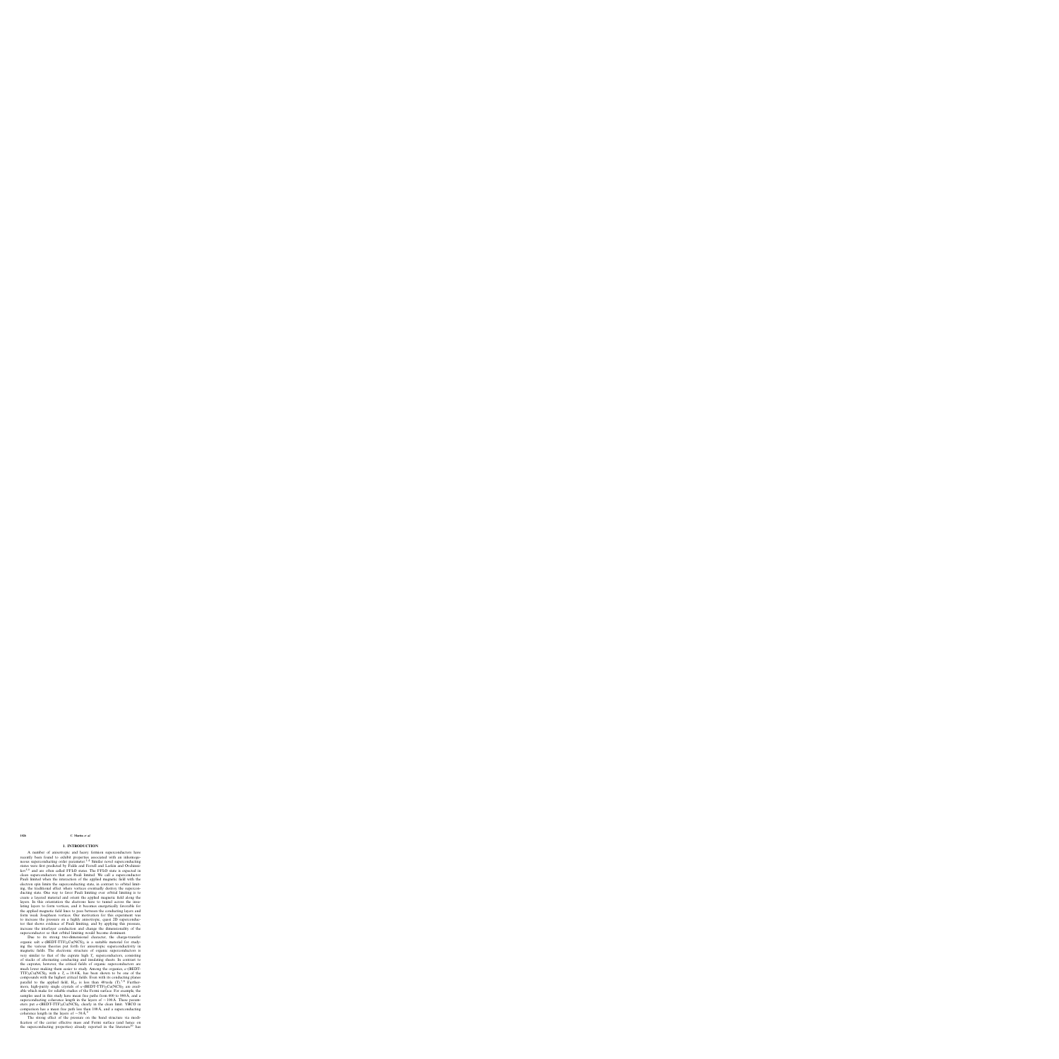## 1. INTRODUCTION

A number of anisotropic and heavy fermion superconductors have recently been found to exhibit properties associated with an inhomogeneous superconducting order parameter.[1-4] Similar novel superconducting states were first predicted by Fulde and Ferrell and Larkin and Ovchinnikov[5,6] and are often called FFLO states. The FFLO state is expected in clean superconductors that are Pauli limited. We call a superconductor Pauli limited when the interaction of the applied magnetic field with the electron spin limits the superconducting state, in contrast to orbital limiting, the traditional effect where vortices eventually destroy the superconducting state. One way to favor Pauli limiting over orbital limiting is to create a layered material and orient the applied magnetic field along the layers. In this orientation the electrons have to tunnel across the insulating layers to form vortices, and it becomes energetically favorable for the applied magnetic field lines to pass between the conducting layers and form weak Josephson vortices. One motivation for this experiment was to increase the pressure on a highly anisotropic, quasi-2D superconductor that shows evidence of Pauli limiting, and by applying this pressure, increase the interlayer conduction and change the dimensionality of the superconductor so that orbital limiting would become dominant.

Due to its strong two-dimensional character, the charge-transfer organic salt $\kappa$-(BEDT-TTF)$_2$Cu(NCS)$_2$ is a suitable material for studying the various theories put forth for anisotropic superconductivity in magnetic fields. The electronic structure of organic superconductors is very similar to that of the cuprate high $T_c$ superconductors, consisting of stacks of alternating conducting and insulating sheets. In contrast to the cuprates, however, the critical fields of organic superconductors are much lower making them easier to study. Among the organics, $\kappa$-(BEDT-TTF)$_2$Cu(NCS)$_2$, with a $T_c = 10.4$ K, has been shown to be one of the compounds with the highest critical fields. Even with its conducting planes parallel to the applied field, $H_{c2}$ is less than 40 tesla (T).[7,8] Furthermore, high-purity single crystals of $\kappa$-(BEDT-TTF)$_2$Cu(NCS)$_2$ are available which make for reliable studies of the Fermi surface. For example, the samples used in this study have mean free paths from 600 to 900 Å, and a superconducting coherence length in the layers of $\sim 100$ Å. These parameters put $\kappa$-(BEDT-TTF)$_2$Cu(NCS)$_2$ clearly in the clean limit. YBCO in comparison has a mean free path less than 100 Å, and a superconducting coherence length in the layers of $\sim 16$ Å.[9]

The strong effect of the pressure on the band structure via modification of the carrier effective mass and Fermi surface (and hence on the superconducting properties) already reported in the literature[10] has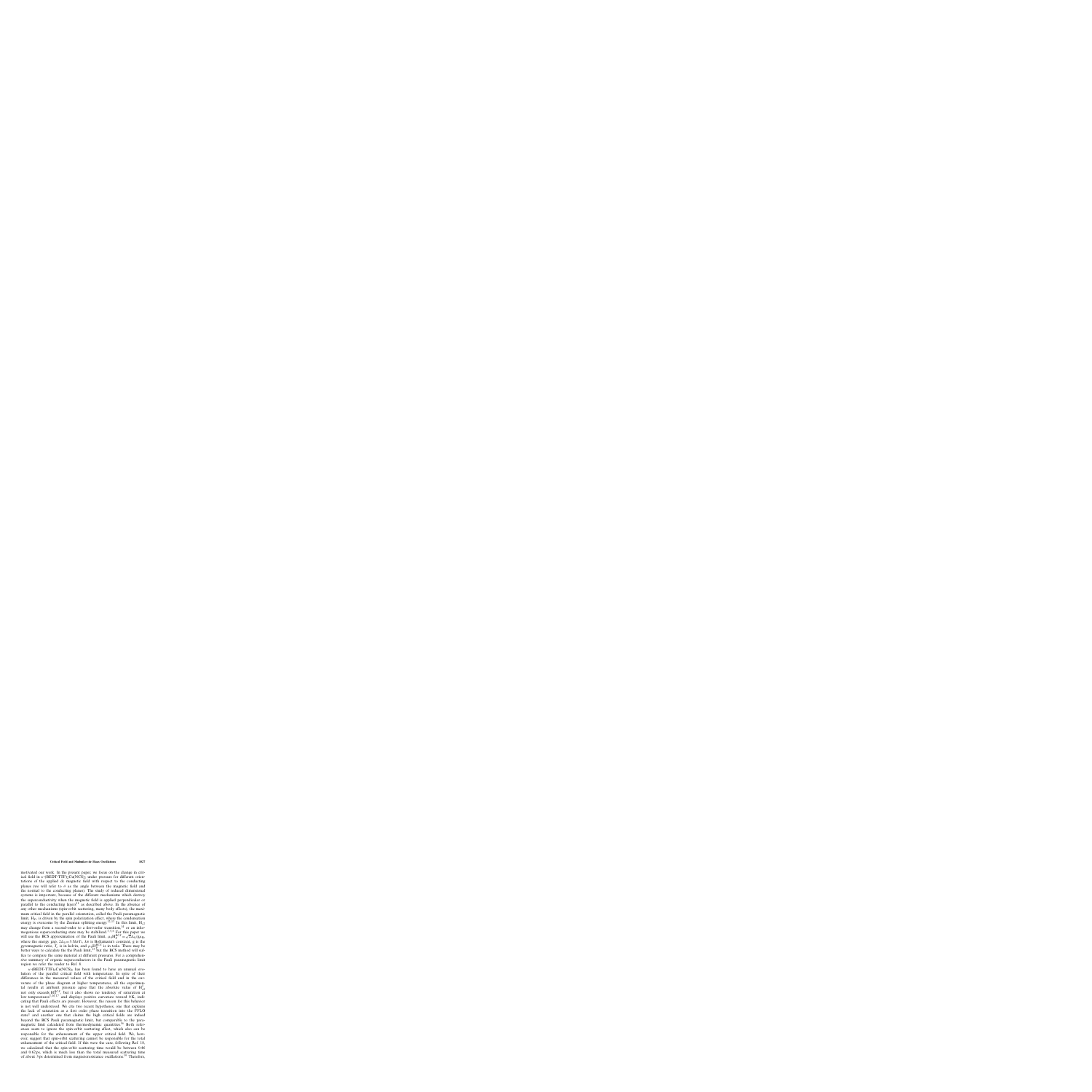motivated our work. In the present paper, we focus on the change in critical field in κ-(BEDT-TTF)$_2$Cu(NCS)$_2$ under pressure for different orientations of the applied dc magnetic field with respect to the conducting planes (we will refer to θ as the angle between the magnetic field and the normal to the conducting planes). The study of reduced dimensional systems is important, because of the different mechanisms which destroy the superconductivity when the magnetic field is applied perpendicular or parallel to the conducting layers[11] as described above. In the absence of any other mechanisms (spin-orbit scattering, many body effects), the maximum critical field in the parallel orientation, called the Pauli paramagnetic limit, $H_P$, is driven by the spin polarization effect, where the condensation energy is overcome by the Zeeman splitting energy.[12,13] In this limit, $H_{c2}$ may change from a second-order to a first-order transition,[14] or an inhomogeneous superconducting state may be stabilized.[3,15] For this paper we still use the BCS approximation of the Pauli limit, $\mu_0 H_P^{BCS} = \sqrt{2}\Delta_0/g\mu_B$, where the energy gap, $2\Delta_0 = 3.5 k_B T_c$, $k_B$ is Boltzmann's constant, g is the gyromagnetic ratio, $T_c$ is in kelvin, and $\mu_0 H_P^{BCS}$ is in tesla. There may be better ways to calculate the Pauli limit,[16] but the BCS method will suffice to compare the same material at different pressures. For a comprehensive summary of organic superconductors in the Pauli paramagnetic limit region we refer the reader to Ref. 8.

κ-(BEDT-TTF)$_2$Cu(NCS)$_2$ has been found to have an unusual evolution of the parallel critical field with temperature. In spite of their differences in the measured values of the critical field and in the curvature of the phase diagram at higher temperatures, all the experimental results at ambient pressure agree that the absolute value of $H_{c2}^{\parallel}$ not only exceeds $H_P^{BCS}$, but it also shows no tendency of saturation at low temperatures[3,10,17] and displays positive curvature toward 0 K, indicating that Pauli effects are present. However, the reason for this behavior is not well understood. We cite two recent hypotheses, one that explains the lack of saturation as a first order phase transition into the FFLO state[3] and another one that claims the high critical fields are indeed beyond the BCS Pauli paramagnetic limit, but comparable to the paramagnetic limit calculated from thermodynamic quantities.[18] Both references seem to ignore the spin-orbit scattering effect, which also can be responsible for the enhancement of the upper critical field. We, however, suggest that spin-orbit scattering cannot be responsible for the total enhancement of the critical field. If this were the case, following Ref. 19, we calculated that the spin-orbit scattering time would be between 0.46 and 0.62 ps, which is much less than the total measured scattering time of about 3 ps determined from magnetoresistance oscillations.[20] Therefore,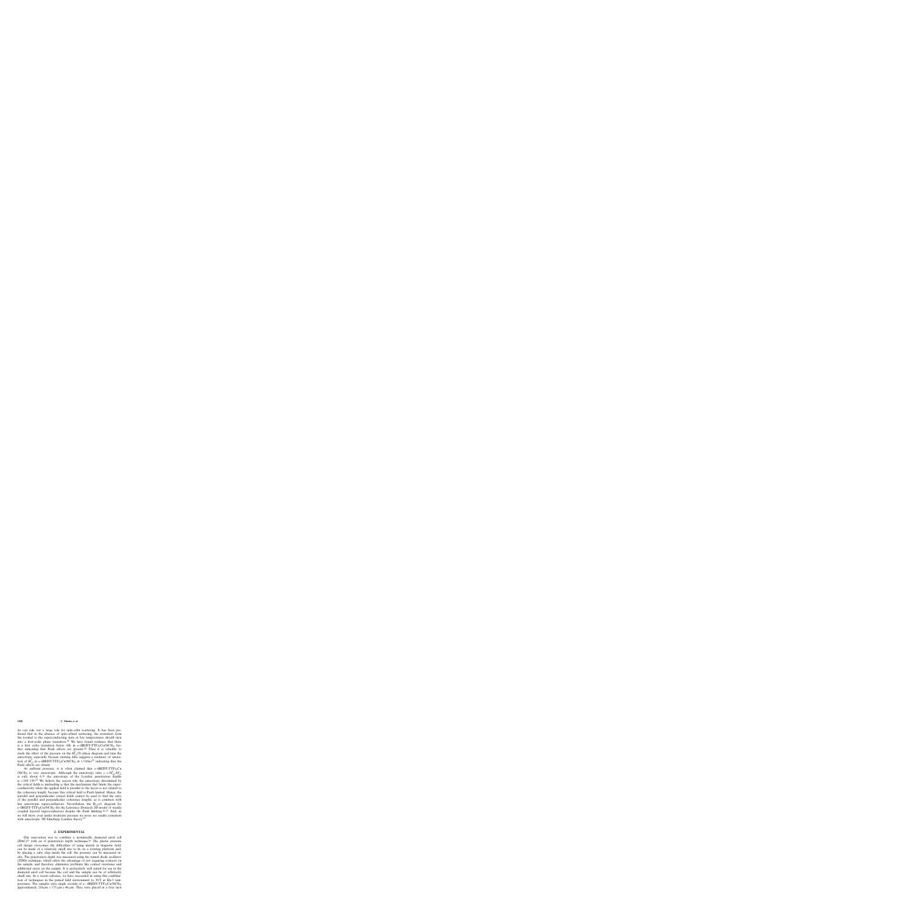we can rule out a large role for spin-orbit scattering. It has been predicted that in the absence of spin-orbital scattering, the transition from the normal to the superconducting state at low temperatures should turn into a first-order phase transition.[18] We have found evidence that there is a first order transition below 4K in κ-(BEDT-TTF)$_2$Cu(NCS)$_2$ further indicating that Pauli effects are present.[26] Thus it is valuable to study the effect of the pressure on the $H_{c2}^{\parallel}(T)$ phase diagram and tune the anisotropy, especially because existing data suggests a tendency of saturation of $H_{c2}^{\parallel}$ in κ-(BEDT-TTF)$_2$Cu(NCS)$_2$ at 1.5 kbar[25] indicating that the Pauli effects are absent.

At ambient pressure, it is often claimed that κ-(BEDT-TTF)$_2$Cu(NCS)$_2$ is very anisotropic. Although the anisotropy ratio $\gamma = H_{c2}^{\parallel}/H_{c2}^{\perp}$ is only about 6,[8] the anisotropy of the London penetration depth is $\simeq$100–130.[9] We believe the reason why the anisotropy determined by the critical fields is misleading is that the mechanism that limits the superconductivity when the applied field is parallel to the layer is not related to the coherence length, because this critical field is Pauli limited. Hence, the parallel and perpendicular critical fields cannot be used to find the ratio of the parallel and perpendicular coherence lengths, as is common with less anisotropic superconductors. Nevertheless, the $H_{c2}(\theta)$ diagram for κ-(BEDT-TTF)$_2$Cu(NCS)$_2$ fits the Lawrence–Doniach 2D model of weakly coupled layered superconductors despite the Pauli limiting.[8,27] And, as we will show, even under moderate pressure we never see results consistent with anisotropic 3D Ginzburg–Landau theory.[28]

## 2. EXPERIMENTAL

Our innovation was to combine a nonmetallic diamond anvil cell (DAC)[29] with an rf penetration depth technique.[30] The plastic pressure cell design overcomes the difficulties of using metals in magnetic field, can be made of a relatively small size to fit on a rotating platform and, by placing a ruby chip inside the cell, the pressure can be measured in-situ. The penetration depth was measured using the tunnel diode oscillator (TDO) technique, which offers the advantage of not requiring contacts on the sample, and therefore, eliminates problems like contact resistance and additional stress on the sample. It is particularly well suited for use in the diamond anvil cell because the coil and the sample can be of arbitrarily small size. In a recent advance, we have succeeded in using this combination of techniques in the pulsed field environment to 50 T at He-3 temperatures. The samples were single crystals of κ- (BEDT-TTF)$_2$Cu(NCS)$_2$ approximately 210 μm × 175 μm × 40 μm. They were placed in a four turn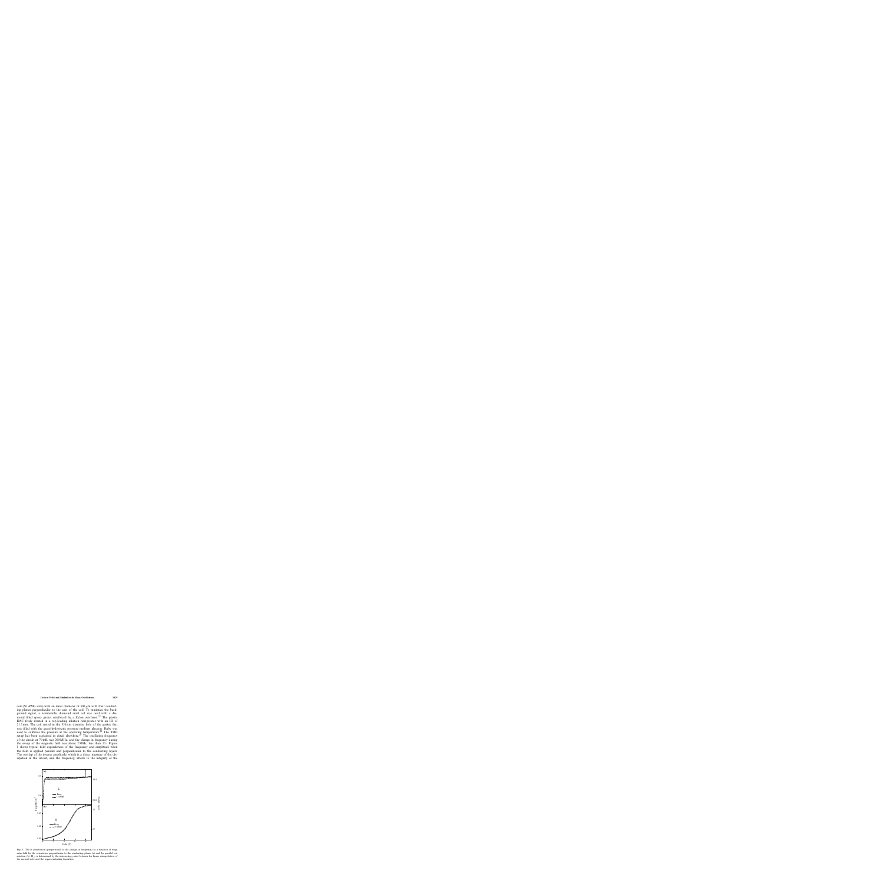coil (56 AWG wire) with an inner diameter of 300 μm with their conducting planes perpendicular to the axis of the coil. To minimize the background signal, a nonmetallic diamond anvil cell was used with a diamond filled epoxy gasket reinforced by a Zylon overband.[27] The plastic DAC freely rotated in a top-loading dilution refrigerator with an ID of 21.5 mm. The coil rested in the 350 μm diameter hole of the gasket that was filled with the quasi-hydrostatic pressure medium glycerin. Ruby was used to calibrate the pressure at the operating temperature.[28] The TDO setup has been explained in detail elsewhere.[29] The oscillating frequency of the circuit at 70 mK was 290 MHz, and the change in frequency during the sweep of the magnetic field was about 2 MHz, less than 1%. Figure 1 shows typical field dependences of the frequency and amplitude when the field is applied parallel and perpendicular to the conducting layers. The overlap of the inverse amplitude, which is a direct measure of the dissipation in the circuit, and the frequency, attests to the integrity of the

Fig. 1. The rf penetration (proportional to the change in frequency) as a function of magnetic field for the orientation perpendicular to the conducting planes (a) and the parallel orientation (b). $H_{c2}$ is determined by the intersecting point between the linear extrapolation of the normal state and the superconducting transition.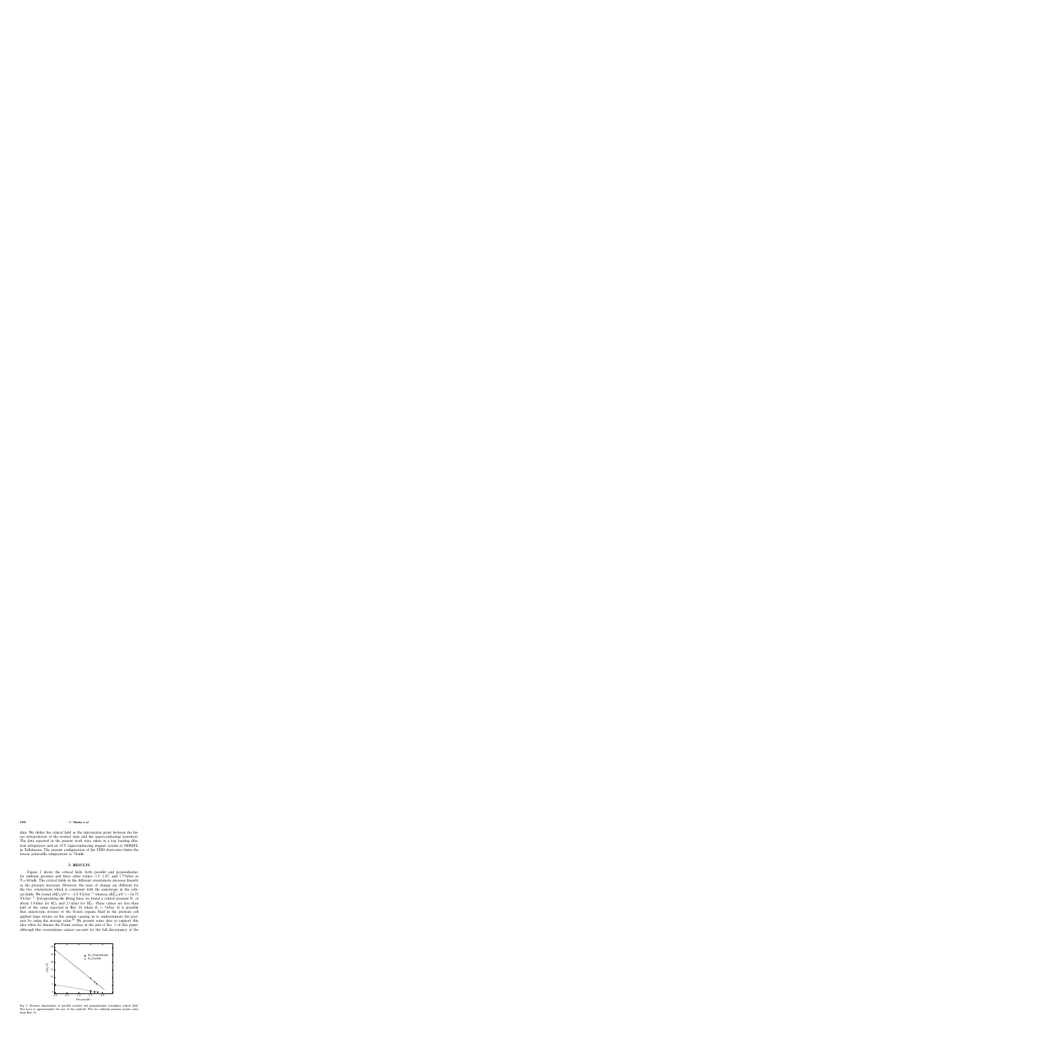data. We define the critical field as the intersection point between the linear extrapolation of the normal state and the superconducting transition. The data reported in the present work were taken in a top loading dilution refrigerator and an 18 T superconducting magnet system at NHMFL in Tallahassee. The present configuration of the TDO electronics limits the lowest achievable temperature to 70 mK.

## 3. RESULTS

Figure 2 shows the critical field, both parallel and perpendicular, for ambient pressure and three other values: 1.5, 1.67, and 1.75 kbar at $T = 90$ mK. The critical fields in the different orientations decrease linearly as the pressure increases. However, the rates of change are different for the two orientations which is consistent with the anisotropy in the critical fields. We found $dH_{c2}^{\perp}/dP \simeq -2.8$ T kbar$^{-1}$ whereas $dH_{c2}^{\parallel}/dP \simeq -14.75$ T kbar$^{-1}$. Extrapolating the fitting lines, we found a critical pressure $P_c$ of about 1.8 kbar for $H_{c2}^{\perp}$ and 2.1 kbar for $H_{c2}^{\parallel}$. These values are less than half of the value reported in Ref. 10 where $P_c \simeq 5$ kbar. It is possible that anisotropic stresses of the frozen organic fluid in the pressure cell applied large strains on the sample causing us to underestimate the pressure by using the average value.[10] We present some data to support this idea when we discuss the Fermi surface at the end of Sec. 3 of this paper, although this overestimate cannot account for the full discrepancy of the

Fig. 2. Pressure dependence of parallel (circles) and perpendicular (triangles) critical field. The error is approximately the size of the symbols. The two ambient pressure points come from Ref. 16.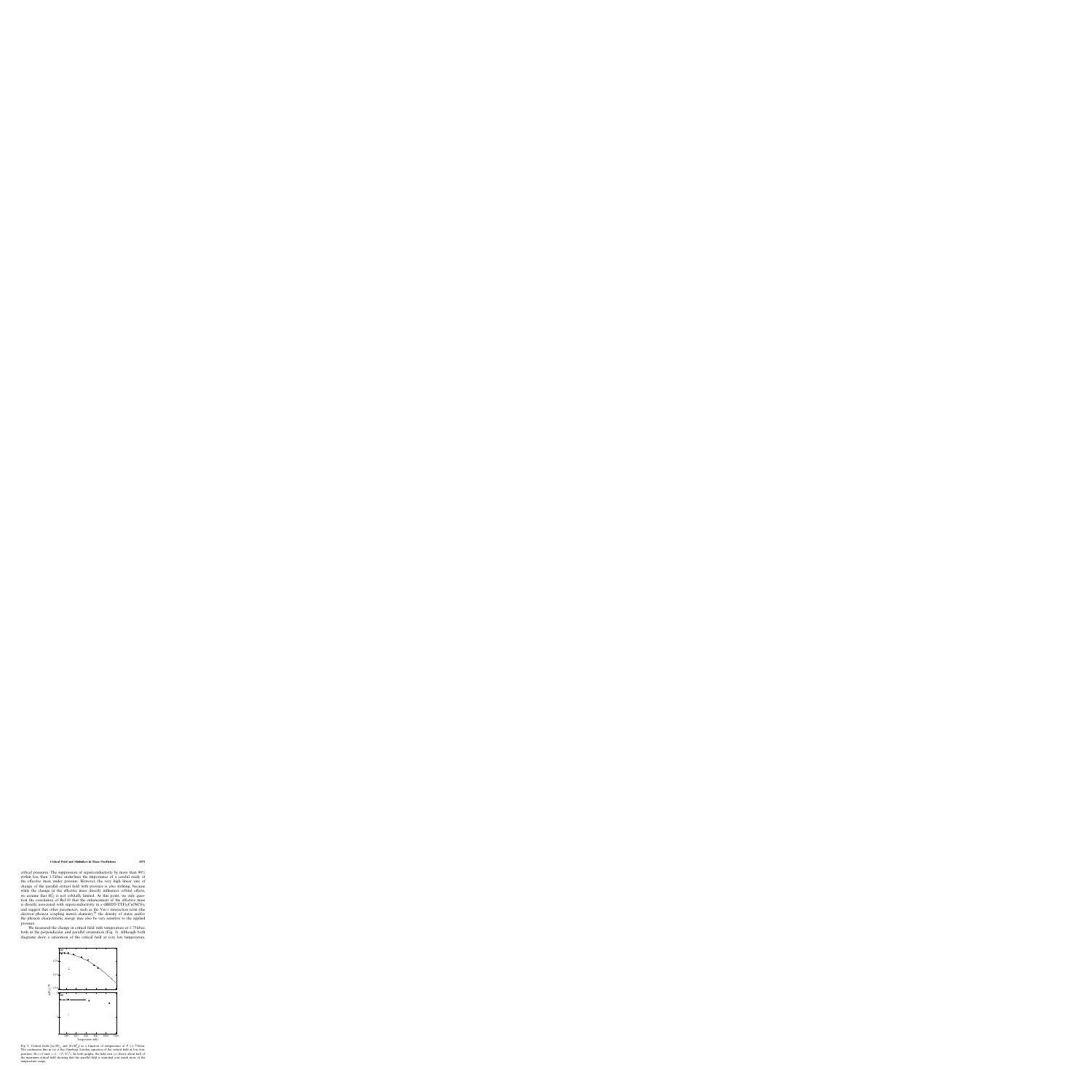critical pressures. The suppression of superconductivity by more than 90% within less than 1.5 kbar underlines the importance of a careful study of the effective mass under pressure. However, the very high linear rate of change of the parallel critical field with pressure is also striking, because while the change in the effective mass directly influences orbital effects, we assume that $H_{c2}^{\parallel}$ is not orbitally limited. At this point, we only question the conclusion of Ref.10 that the enhancement of the effective mass is directly associated with superconductivity in $\kappa$-(BEDT-TTF)$_2$Cu(NCS)$_2$ and suggest that other parameters, such as the V$\pi\pi$ interaction term (the electron–phonon coupling matrix element),[26] the density of states and/or the phonon characteristic energy may also be very sensitive to the applied pressure.

We measured the change in critical field with temperature at 1.75 kbar, both in the perpendicular and parallel orientation (Fig. 3). Although both diagrams show a saturation of the critical field at very low temperature,

Fig. 3. Critical fields $[\mu_0 H]_{\perp}$ and $[\mu_0 H]_{\parallel}$ as a function of temperature at $P = 1.75$ kbar. The continuous line in (*a*) is the Ginzburg–Landau equation of the critical field at low temperatures: $H_{c2} = \text{Const.} \times (1 - (T/T_c)^2)$. In both graphs, the field axis (*y*) shows about half of the maximum critical field showing that the parallel field is saturated over much more of the temperature range.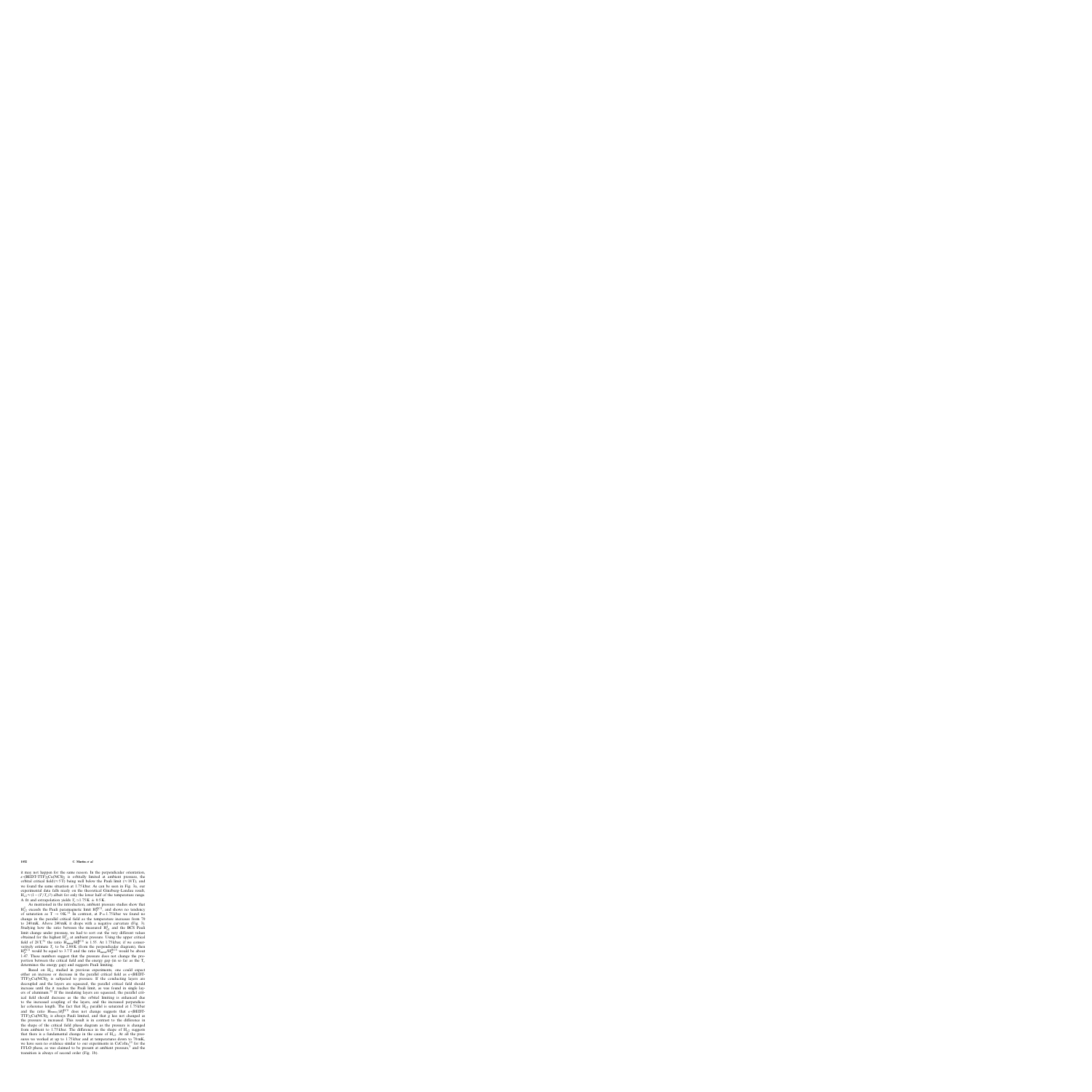it may not happen for the same reason. In the perpendicular orientation, $\kappa$-(BEDT-TTF)$_2$Cu(NCS)$_2$ is orbitally limited at ambient pressure, the orbital critical field ($\approx$5 T) being well below the Pauli limit ($\approx$18 T), and we found the same situation at 1.75 kbar. As can be seen in Fig. 3a, our experimental data falls nicely on the theoretical Ginzburg-Landau result, $H_{C2} \approx (1-(T/T_c)^2)$ albeit for only the lower half of the temperature range. A fit and extrapolation yields $T_c \simeq 1.75$ K $\pm$ 0.5 K.

As mentioned in the introduction, ambient pressure studies show that $H_{C2}^{\parallel}$ exceeds the Pauli paramagnetic limit $H_P^{BCS}$, and shows no tendency of saturation as $T \rightarrow 0$ K.[11] In contrast, at P = 1.75 kbar we found no change in the parallel critical field as the temperature increases from 70 to 240 mK. Above 240 mK it drops with a negative curvature (Fig. 3). Studying how the ratio between the measured $H_{C2}^{\parallel}$ and the BCS Pauli limit change under pressure, we had to sort out the very different values obtained for the highest $H_{C2}^{\parallel}$ at ambient pressure. Using the upper critical field of 28 T,[11] the ratio $H_{meas}^{\parallel}/H_P^{BCS}$ is 1.55. At 1.75 kbar, if we conservatively estimate $T_c$ to be 2.09 K (from the perpendicular diagram), then $H_P^{BCS}$ would be equal to 3.7 T and the ratio $H_{meas}/H_P^{BCS}$ would be about 1.47. These numbers suggest that the pressure does not change the proportion between the critical field and the energy gap (in so far as the $T_c$ determines the energy gap) and suggests Pauli limiting.

Based on $H_{C2}$ studied in previous experiments, one could expect either an increase or decrease in the parallel critical field as $\kappa$-(BEDT-TTF)$_2$Cu(NCS)$_2$ is subjected to pressure. If the conducting layers are decoupled and the layers are squeezed, the parallel critical field should increase until the it reaches the Pauli limit, as was found in single layers of aluminum.[32] If the insulating layers are squeezed, the parallel critical field should decrease as the the orbital limiting is enhanced due to the increased coupling of the layers, and the increased perpendicular coherence length. The fact that $H_{C2}$ parallel is saturated at 1.75 kbar and the ratio $H_{meas}/H_P^{BCS}$ does not change suggests that $\kappa$-(BEDT-TTF)$_2$Cu(NCS)$_2$ is always Pauli limited, and that $g$ has not changed as the pressure is increased. This result is in contrast to the difference in the shape of the critical field phase diagram as the pressure is changed from ambient to 1.75 kbar. The difference in the shape of $H_{C2}$ suggests that there is a fundamental change in the cause of $H_{C2}$. At all the pressures we worked at up to 1.75 kbar and at temperatures down to 70 mK, we have seen no evidence similar to our experiments in CeCoIn$_5$[17] for the FFLO phase, as was claimed to be present at ambient pressure,[7] and the transition is always of second order (Fig. 1b).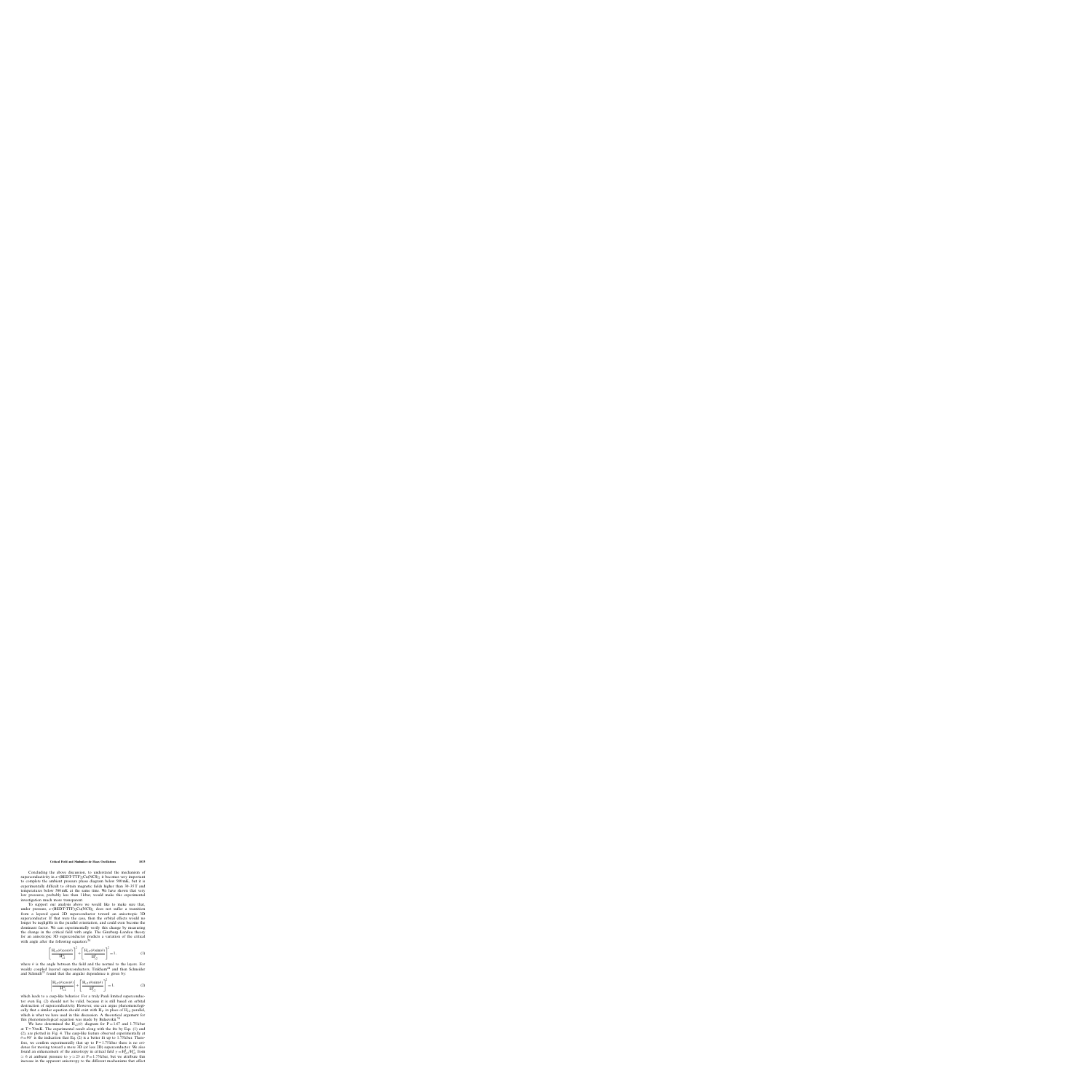Concluding the above discussion, to understand the mechanism of superconductivity in $\kappa$-(BEDT-TTF)$_2$Cu(NCS)$_2$ it becomes very important to complete the ambient pressure phase diagram below 500 mK, but it is experimentally difficult to obtain magnetic fields higher than 30–35 T and temperatures below 500 mK at the same time. We have shown that very low pressures, probably less than 1 kbar, would make this experimental investigation much more transparent.

To support our analysis above we would like to make sure that, under pressure, $\kappa$-(BEDT-TTF)$_2$Cu(NCS)$_2$ does not suffer a transition from a layered quasi 2D superconductor toward an anisotropic 3D superconductor. If that were the case, then the orbital effects would no longer be negligible in the parallel orientation, and could even become the dominant factor. We can experimentally verify this change by measuring the change in the critical field with angle. The Ginzburg-Landau theory for an anisotropic 3D superconductor predicts a variation of the critical with angle after the following equation:[32]

$$\left[\frac{H_{c2}(\theta)\cos(\theta)}{H_{c2}^{\perp}}\right]^2+\left[\frac{H_{c2}(\theta)\sin(\theta)}{H_{c2}^{\parallel}}\right]^2=1, \tag{1}$$

where $\theta$ is the angle between the field and the normal to the layers. For weakly coupled layered superconductors, Tinkham[33] and then Schneider and Schmidt[34] found that the angular dependence is given by:

$$\left|\frac{H_{c2}(\theta)\cos(\theta)}{H_{c2}^{\perp}}\right|+\left[\frac{H_{c2}(\theta)\sin(\theta)}{H_{c2}^{\parallel}}\right]^2=1, \tag{2}$$

which leads to a cusp-like behavior. For a truly Pauli limited superconductor even Eq. (2) should not be valid, because it is still based on orbital destruction of superconductivity. However, one can argue phenomenologically that a similar equation should exist with $H_P$ in place of $H_{c2}^{\parallel}$ parallel, which is what we have used in this discussion. A theoretical argument for this phenomenological equation was made by Bulaevskii.[35]

We have determined the $H_{c2}(\theta)$ diagram for P = 1.67 and 1.75 kbar at T = 70 mK. The experimental result along with the fits by Eqs. (1) and (2), are plotted in Fig. 4. The cusp-like feature observed experimentally at $\theta = 90°$ is the indication that Eq. (2) is a better fit up to 1.75 kbar. Therefore, we confirm experimentally that up to P = 1.75 kbar there is no evidence for moving toward a more 3D (or less 2D) superconductor. We also found an enhancement of the anisotropy in critical field $\gamma = H_{c2}^{\parallel}/H_{c2}^{\perp}$ from $\simeq 6$ at ambient pressure to $\gamma \simeq 25$ at P = 1.75 kbar, but we attribute this increase in the apparent anisotropy to the different mechanisms that affect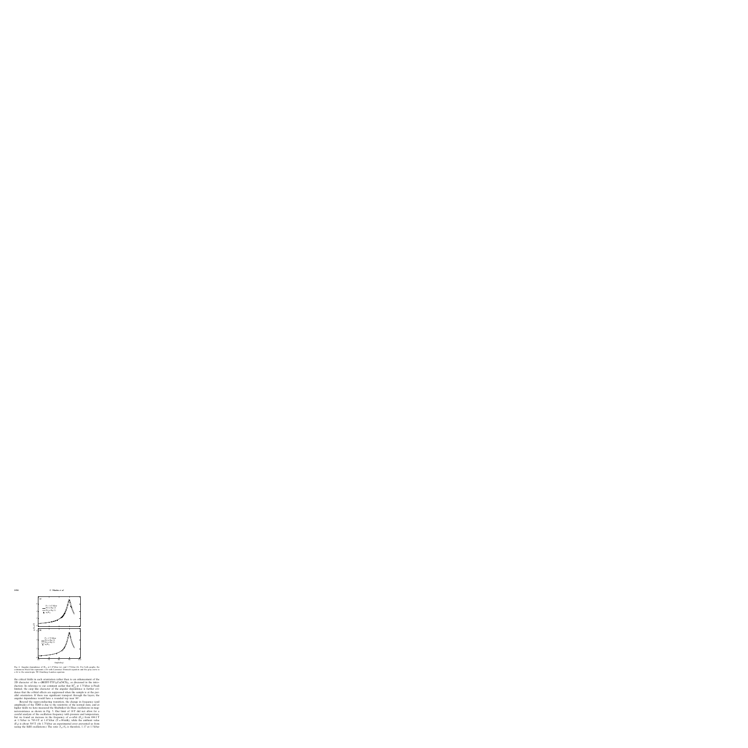Fig. 4. Angular dependence of $H_{c2}$ at 1.67 kbar (a), and 1.75 kbar (b). For both graphs, the continuous black line represents a fit with Lawrence–Doniach equation and the gray curve is a fit to the anisotropic 3D Ginzburg–Landau equation.

the critical fields in each orientation rather than to an enhancement of the 2D character of the κ-(BEDT-TTF)$_2$Cu(NCS)$_2$, as discussed in the introduction. In reference to our comment earlier that $H_{c2}^{\parallel}$ at 1.75 kbar is Pauli limited, the cusp like character of the angular dependence is further evidence that the orbital effects are suppressed when the sample is at the parallel orientation. If there was significant transport through the layers, the angular dependence would have a rounded top near 90°.

Beyond the superconducting transition, the change in frequency (and amplitude) of the TDO is due to the resistivity of the normal state, and at higher fields we have measured the Shubnikov–de Haas oscillations in magnetoresistance as shown in Fig. 5. Our limit of 18 T did not allow for a careful analysis of the oscillation frequency with pressure and temperature, but we found an increase in the frequency of α-orbit ($F_\alpha$) from 694.1 T at 1.5 kbar to 703.0 T at 1.67 kbar ($T \approx 80$ mK), while the ambient value ($F_0$) is about 595 T. (At 1.75 kbar an experimental error prevented us from seeing the SdH oscillations.) The ratio $F_\alpha/F_0$ is therefore, 1.17 at 1.5 kbar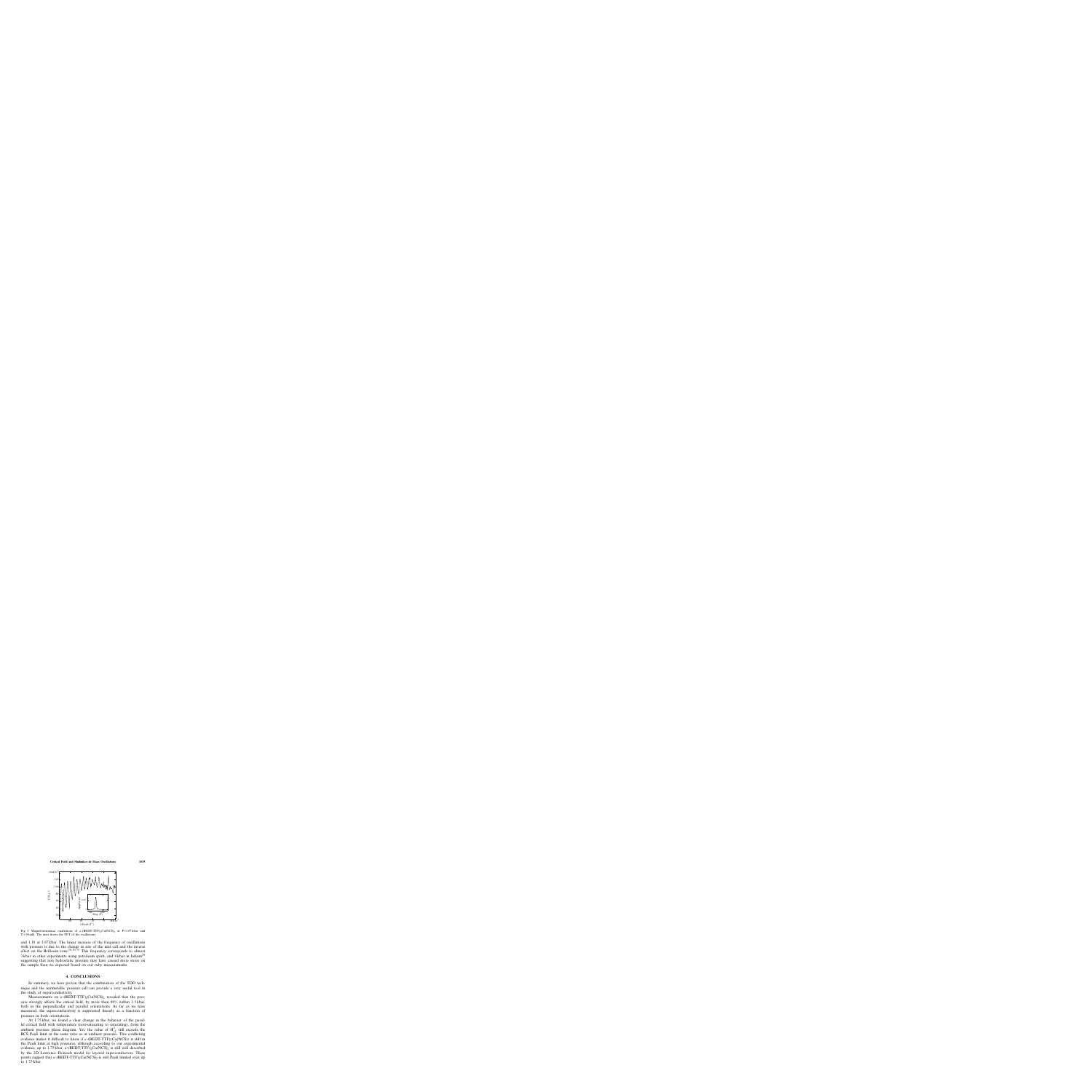Fig. 5. Magnetoresistance oscillations of κ-(BEDT-TTF)$_2$Cu(NCS)$_2$ at P=1.67 kbar and T=94 mK. The inset shows the FFT of the oscillations.

and 1.18 at 1.67 kbar. The linear increase of the frequency of oscillations with pressure is due to the change in size of the unit cell and the inverse effect on the Brillouin zone.[18,30,35] This frequency corresponds to almost 3 kbar in other experiments using petroleum spirit, and 8 kbar in helium[18] suggesting that non hydrostatic pressure may have caused more stress on the sample than we expected based on our ruby measurements.

## 4. CONCLUSIONS

In summary, we have proven that the combination of the TDO technique and the nonmetallic pressure cell can provide a very useful tool in the study of superconductivity.

Measurements on κ-(BEDT-TTF)$_2$Cu(NCS)$_2$ revealed that the pressure strongly affects the critical field, by more than 80% within 1.5 kbar, both in the perpendicular and parallel orientations. As far as we have measured, the superconductivity is suppressed linearly as a function of pressure in both orientations.

At 1.75 kbar, we found a clear change in the behavior of the parallel critical field with temperature (non-saturating to saturating), from the ambient pressure phase diagram. Yet, the value of $H_{c2}^{\parallel}$ still exceeds the BCS Pauli limit in the same ratio as at ambient pressure. This conflicting evidence makes it difficult to know if κ-(BEDT-TTF)$_2$Cu(NCS)$_2$ is still in the Pauli limit at high pressures, although according to our experimental evidence, up to 1.75 kbar, κ-(BEDT-TTF)$_2$Cu(NCS)$_2$ is still well described by the 2D Lawrence–Doniach model for layered superconductors. These points suggest that κ-(BEDT-TTF)$_2$Cu(NCS)$_2$ is still Pauli limited even up to 1.75 kbar.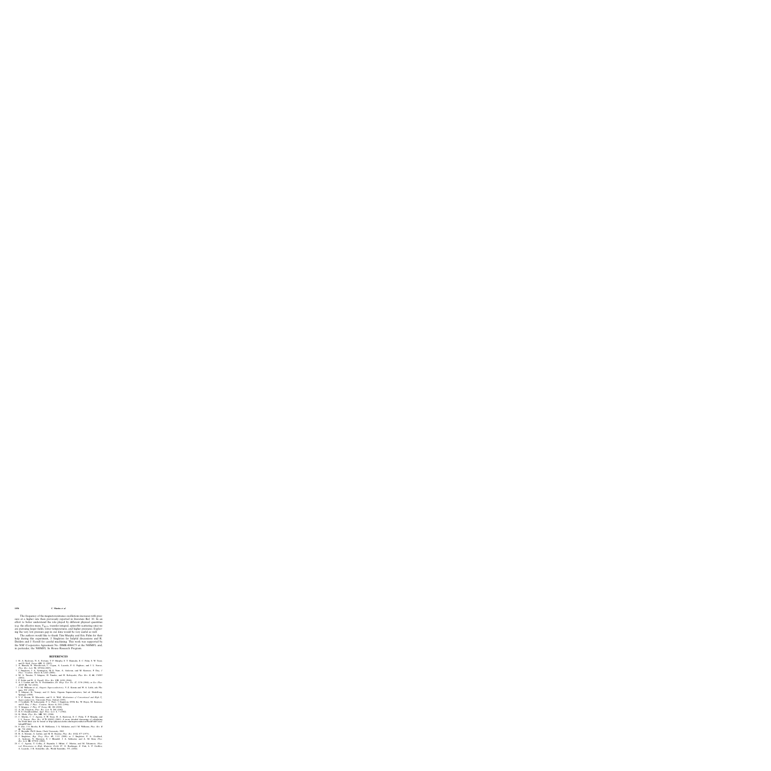The frequency of the magnetoresistance oscillations increases with pressure at a higher rate than previously reported in literature Ref. 10. In an effort to better understand the role played by different physical quantities (e.g. the effective mass, $V_{ECC}$ transfer integral, spin-orbit scattering rate) we are pursuing larger fields, lower temperatures, and higher pressures. Exploring the very low pressure gap in our data would be very useful as well.

The authors would like to thank Tim Murphy and Eric Palm for their help during this experiment, J. Singleton for helpful discussions and R. Desilets and J. Farrell for careful machining. This work was supported by the NSF Cooperative Agreement No. DMR-9084173 at the NHMFL and, in particular, the NHMFL In House Research Program.

## REFERENCES

1. H. A. Radovan, N. A. Fortune, T. P. Murphy, S. T. Hannahs, E. C. Palm, S. W. Tozer, and D. Hall, *Nature* **425**, 51 (2003).
2. A. Bianchi, R. Movshovich, C. Capan, A. Lacerda, P. G. Pagliuso, and J. L. Sarrao, *Phys. Rev. Lett.* **91**, 187004 (2003).
3. J. Singleton, J. A. Symington, M.-S. Nam, A. Ardavan, and M. Kurmoo, P. Day, *J. Phys.: Condens. Matter* **12**, L641 (2000).
4. M. A. Tanatar, T. Ishiguro, H. Tanaka, and H. Kobayashi, *Phys. Rev. B*, **66**, 134503 (2002).
5. P. Fulde and R. A. Ferrell, *Phys. Rev.* **135**, A550 (1964).
6. A. I. Larkin and Yu. N. Ovchinnikov, *Zh. Eksp. Teor. Fiz.* **47**, 1136 (1964); *in Sov. Phys. JETP* **20**, 762 (1965).
7. J. M. Williams *et al.*, *Organic Superconductivity*, V. Z. Kresin and W. A. Little, eds. Plenum, NY (1990).
8. T. Ishiguro, K. Yamaji, and G. Saito, Organic Superconductors, 2nd ed. Heidelberg, Springer (1998).
9. V. Z. Kresin, H. Morawitz, and S. A. Wolf, *Mechanisms of Conventional and High $T_c$ Superconductivity*, University Press, Oxford (1993).
10. J. Caulfield, W. Lubczynski, F. L. Pratt, J. Singleton, DYK Ko, W. Hayes, M. Kurmoo, and P. Day, *J. Phys.: Condens. Matter* **6**, 2911 (1994).
11. T. Ishiguro, *J. Phys. IV France* **10**, 139 (2000).
12. A. M. Clogston, *Phys. Rev. Lett.* **9**, 266 (1962).
13. B. S. Chandrasekhar, *Appl. Phys. Lett.* **1**, 7 (1962).
14. K. Maki, *Phys. Rev.* **148**, 362, (1966).
15. C. Martin, C. C. Agosta, S. W. Tozer, H. A. Radovan, E. C. Palm, T. P. Murphy, and J. L. Sarrao, *Phys. Rev. B* **71**, 020503 (2005). A more detailed discussion of calculating the Pauli limit can be found at http://physics.clarku.edu/superconductors/PauliFieldCalculatingHP.html.
16. F. Zuo, J. S. Brooks, R. H. McKenzie, J. A. Schlueter, and J. M. Williams *Phys. Rev. B* **61**, 750 (2000).
17. Z. Reynolds Ph.D thesis, Clark University, 2002.
18. R. A. Klemm, A. Luther, and M. R. Beasley, *Phys. Rev. B* **12**, 877 (1975).
19. J. Singleton, *Rep. Prog. Phys.* **63**, 1111 (2000) or J. Singleton, P. A. Goddard, A. Ardavan, N. Harrison, S. J. Blundell, J. A. Schlueter, and A. M. Kini, *Phys. Rev. Lett.* **88**, 037001 (2002).
20. C. C. Agosta, T. Coffey, Z. Bayindir, I. Mihut, C. Martin, and M. Tokumoto, *Physical Phenomena in High Magnetic Fields IV*, G. Boebinger, Z. Fisk, L. P. Gor'Kov, A. Lacerda, J. R. Schrieffer, eds. World Scientific, 353 (2002).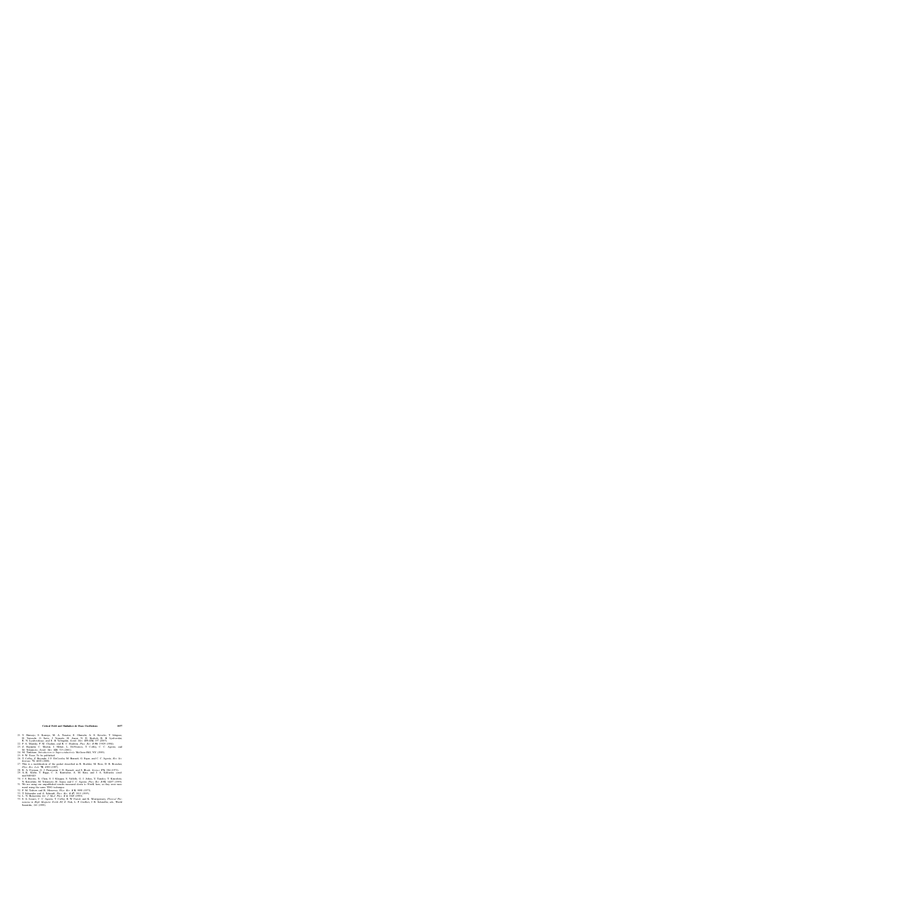21. Y. Shimoyi, N. Kamoya, M. A. Tanatar, E. Ohmichi, A. S. Kovalev, T. Ishiguro, H. Yamaoda, G. Saito, J. Yamada, H. Anzai, N. D. Kushch, E. B. Lyubovskii, R. N. Lyubovskaya, and E. B. Yagubskii, *Synth. Met.* **133-134**, 197 (2003).
22. F. A. Meeble, P. M. Chaikin, and R. C. Haddon, *Phys. Rev. B* **50**, 13929 (1994).
23. Z. Bayindir, C. Martin, J. Milner, L. DeFrances, T. Coffey, C. C. Agosta, and M. Tokumoto, *Synth. Met.* **120**, 723 (2001).
24. M. Tinkham, *Introduction to Superconductivity*. McGraw-Hill, NY (1995).
25. S.W. Tozer, To be published.
26. T. Coffey, Z. Bayindir, J. F. DeCarolis, M. Bennett, G. Esper, and C. C. Agosta, *Rev. Sci. Instrum.* **71**, 4600 (2000).
27. This is a modification of the gasket described in: R. Bodduk, M. Ross, D. R. Bousdan, *Phys. Rev. Lett.* **78**, 4589 (1997).
28. R. A. Forman, G. J. Piermarini, J. D. Barnett, and S. Block, *Science* **176**, 284 (1972).
29. A.-K. Klehe, T. Biggs, C. A. Kuntscher, A. M. Kini, and J. A. Schlueter, cond-mat/0403413
30. J. S. Brooks, X. Chen, S. J. Klepper, S. Valfells, G. J. Athas, Y. Tanaka, T. Kinoshita, N. Kinoshita, M. Tokumoto, H. Anzai, and C. C. Agosta, *Phys. Rev. B* **52**, 14457 (1995).
31. We are using our unpublished results measured down to 90 mK here, as they were measured using the same TDO technique.
32. P. M. Tedrow and R. Meservey, *Phys. Rev. B* **8**, 5098 (1973).
33. T. Schneider and A. Schmidt, *Phys. Rev. B* **47**, 5915 (1993).
34. L. N. Bulaevskii, *Int. J. Mod. Phys. B* **4**, 1849 (1990).
35. S. A. Ivanov, C. C. Agosta, T. Coffey, B. W. Fravel, and K. Montgomery, *Physical Phenomena in High Magnetic Fields III*, Z. Fisk, L. P. Gor'kov, J. R. Schrieffer, eds, World Scientific, 221 (1999).